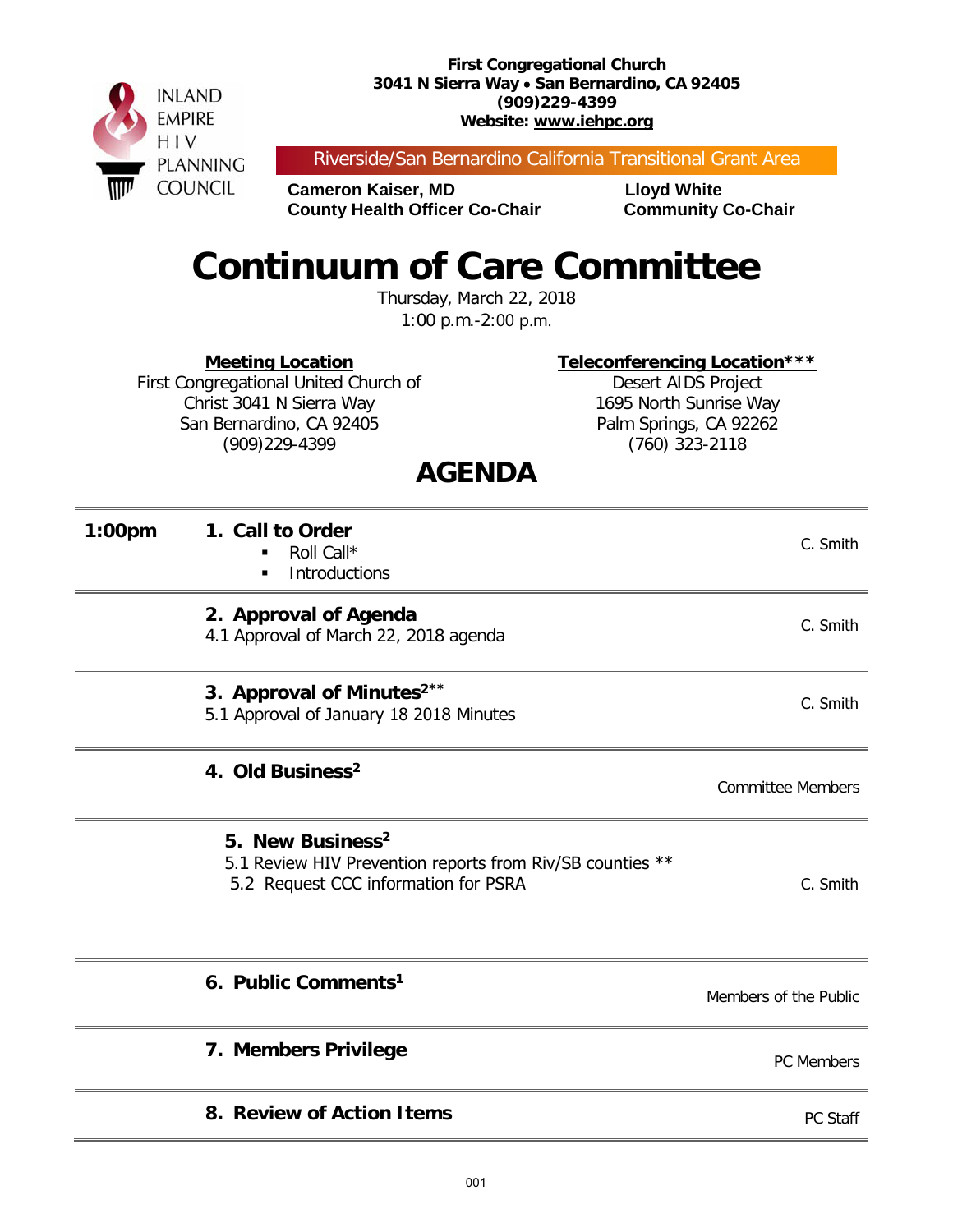INLAND EMPIRE HIV PLANNING COUNCIL

**First Congregational Church**
**3041 N Sierra Way • San Bernardino, CA 92405**
**(909)229-4399**
**Website: www.iehpc.org**

Riverside/San Bernardino California Transitional Grant Area

**Cameron Kaiser, MD**
**County Health Officer Co-Chair**

**Lloyd White**
**Community Co-Chair**

# Continuum of Care Committee

Thursday, March 22, 2018
1:00 p.m.-2:00 p.m.

**Meeting Location**
First Congregational United Church of Christ 3041 N Sierra Way
San Bernardino, CA 92405
(909)229-4399

**Teleconferencing Location*****
Desert AIDS Project
1695 North Sunrise Way
Palm Springs, CA 92262
(760) 323-2118

## AGENDA

| Time | Item | Presenter |
|---|---|---|
| **1:00pm** | **1. Call to Order**<br>▪ Roll Call*<br>▪ Introductions | C. Smith |
| | **2. Approval of Agenda**<br>4.1 Approval of March 22, 2018 agenda | C. Smith |
| | **3. Approval of Minutes[2]****<br>5.1 Approval of January 18 2018 Minutes | C. Smith |
| | **4. Old Business[2]** | Committee Members |
| | **5. New Business[2]**<br>5.1 Review HIV Prevention reports from Riv/SB counties **<br>5.2 Request CCC information for PSRA | C. Smith |
| | **6. Public Comments[1]** | Members of the Public |
| | **7. Members Privilege** | PC Members |
| | **8. Review of Action Items** | PC Staff |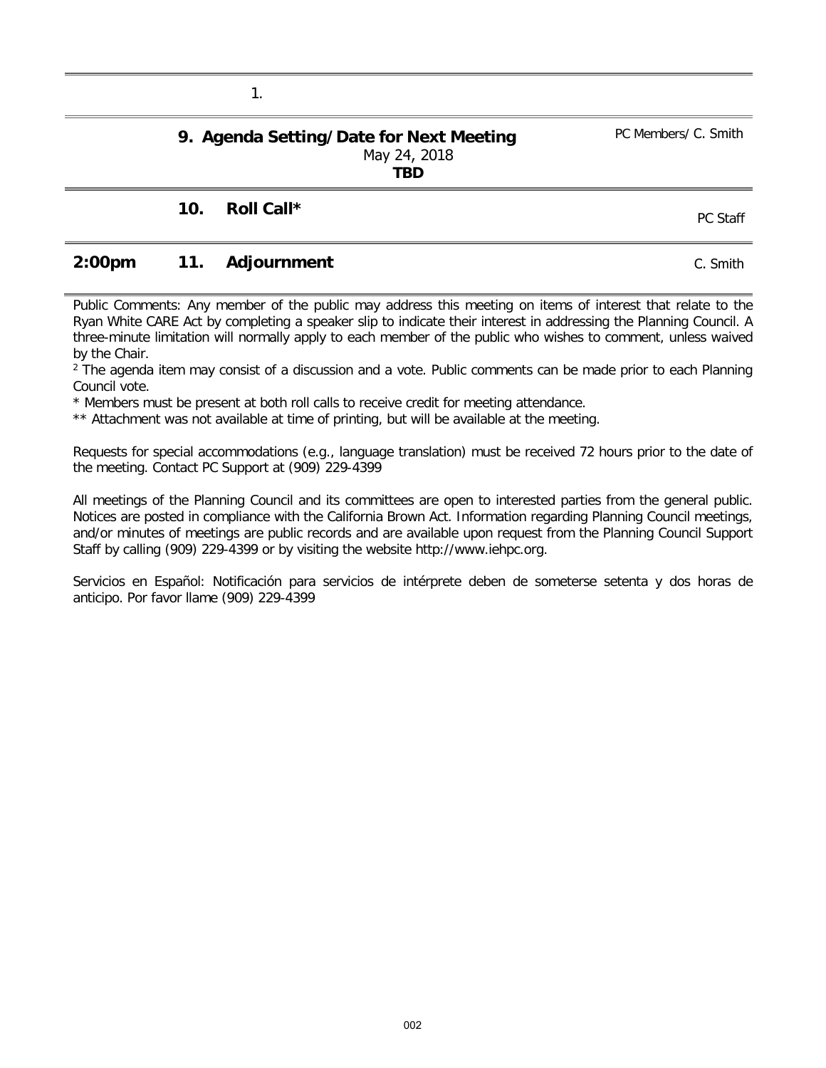| | | | |
|---|---|---|---|
| | 1. | | |
| | **9. Agenda Setting/Date for Next Meeting**<br>May 24, 2018<br>**TBD** | | PC Members/ C. Smith |
| | **10.** | **Roll Call*** | PC Staff |
| **2:00pm** | **11.** | **Adjournment** | C. Smith |

Public Comments: Any member of the public may address this meeting on items of interest that relate to the Ryan White CARE Act by completing a speaker slip to indicate their interest in addressing the Planning Council. A three-minute limitation will normally apply to each member of the public who wishes to comment, unless waived by the Chair.

[2] The agenda item may consist of a discussion and a vote. Public comments can be made prior to each Planning Council vote.

* Members must be present at both roll calls to receive credit for meeting attendance.

** Attachment was not available at time of printing, but will be available at the meeting.

Requests for special accommodations (e.g., language translation) must be received 72 hours prior to the date of the meeting. Contact PC Support at (909) 229-4399

All meetings of the Planning Council and its committees are open to interested parties from the general public. Notices are posted in compliance with the California Brown Act. Information regarding Planning Council meetings, and/or minutes of meetings are public records and are available upon request from the Planning Council Support Staff by calling (909) 229-4399 or by visiting the website http://www.iehpc.org.

Servicios en Español: Notificación para servicios de intérprete deben de someterse setenta y dos horas de anticipo. Por favor llame (909) 229-4399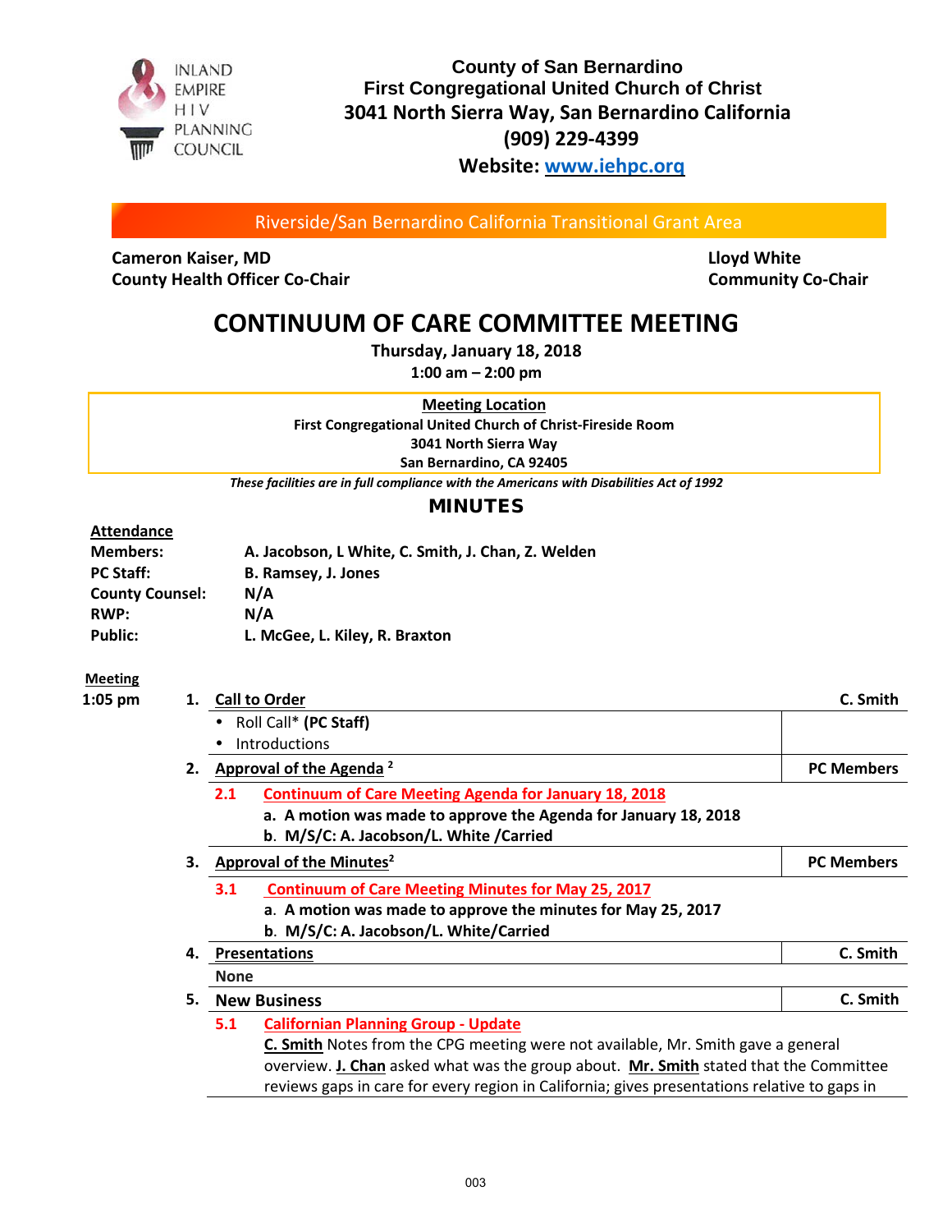INLAND EMPIRE HIV PLANNING COUNCIL

**County of San Bernardino**
**First Congregational United Church of Christ**
**3041 North Sierra Way, San Bernardino California**
**(909) 229-4399**
**Website: www.iehpc.org**

Riverside/San Bernardino California Transitional Grant Area

| **Cameron Kaiser, MD**<br>**County Health Officer Co-Chair** | **Lloyd White**<br>**Community Co-Chair** |
|---|---|

# CONTINUUM OF CARE COMMITTEE MEETING

**Thursday, January 18, 2018**
**1:00 am – 2:00 pm**

**Meeting Location**
**First Congregational United Church of Christ-Fireside Room**
**3041 North Sierra Way**
**San Bernardino, CA 92405**

*These facilities are in full compliance with the Americans with Disabilities Act of 1992*

## MINUTES

**Attendance**

| | |
|---|---|
| **Members:** | **A. Jacobson, L White, C. Smith, J. Chan, Z. Welden** |
| **PC Staff:** | **B. Ramsey, J. Jones** |
| **County Counsel:** | **N/A** |
| **RWP:** | **N/A** |
| **Public:** | **L. McGee, L. Kiley, R. Braxton** |

**Meeting**

**1:05 pm**

**1. Call to Order** — **C. Smith**
- Roll Call* **(PC Staff)**
- Introductions

**2. Approval of the Agenda** [2] — **PC Members**

**2.1 Continuum of Care Meeting Agenda for January 18, 2018**
- **a. A motion was made to approve the Agenda for January 18, 2018**
- **b. M/S/C: A. Jacobson/L. White /Carried**

**3. Approval of the Minutes**[2] — **PC Members**

**3.1 Continuum of Care Meeting Minutes for May 25, 2017**
- **a. A motion was made to approve the minutes for May 25, 2017**
- **b. M/S/C: A. Jacobson/L. White/Carried**

**4. Presentations** — **C. Smith**

**None**

**5. New Business** — **C. Smith**

**5.1 Californian Planning Group - Update**

**C. Smith** Notes from the CPG meeting were not available, Mr. Smith gave a general overview. **J. Chan** asked what was the group about. **Mr. Smith** stated that the Committee reviews gaps in care for every region in California; gives presentations relative to gaps in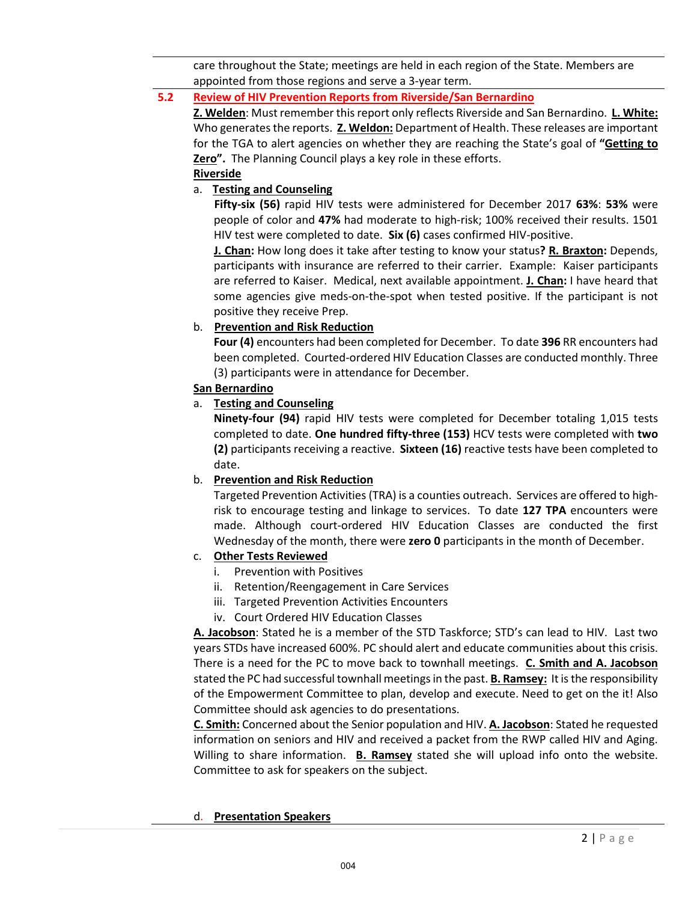care throughout the State; meetings are held in each region of the State. Members are appointed from those regions and serve a 3-year term.

**5.2 Review of HIV Prevention Reports from Riverside/San Bernardino**

**Z. Welden**: Must remember this report only reflects Riverside and San Bernardino. **L. White:** Who generates the reports. **Z. Weldon:** Department of Health. These releases are important for the TGA to alert agencies on whether they are reaching the State's goal of **"Getting to Zero".** The Planning Council plays a key role in these efforts.

**Riverside**

a. **Testing and Counseling**

**Fifty-six (56)** rapid HIV tests were administered for December 2017 **63%**: **53%** were people of color and **47%** had moderate to high-risk; 100% received their results. 1501 HIV test were completed to date. **Six (6)** cases confirmed HIV-positive.

**J. Chan:** How long does it take after testing to know your status**? R. Braxton:** Depends, participants with insurance are referred to their carrier. Example: Kaiser participants are referred to Kaiser. Medical, next available appointment. **J. Chan:** I have heard that some agencies give meds-on-the-spot when tested positive. If the participant is not positive they receive Prep.

b. **Prevention and Risk Reduction**

**Four (4)** encounters had been completed for December. To date **396** RR encounters had been completed. Courted-ordered HIV Education Classes are conducted monthly. Three (3) participants were in attendance for December.

**San Bernardino**

a. **Testing and Counseling**

**Ninety-four (94)** rapid HIV tests were completed for December totaling 1,015 tests completed to date. **One hundred fifty-three (153)** HCV tests were completed with **two (2)** participants receiving a reactive. **Sixteen (16)** reactive tests have been completed to date.

b. **Prevention and Risk Reduction**

Targeted Prevention Activities (TRA) is a counties outreach. Services are offered to high-risk to encourage testing and linkage to services. To date **127 TPA** encounters were made. Although court-ordered HIV Education Classes are conducted the first Wednesday of the month, there were **zero 0** participants in the month of December.

c. **Other Tests Reviewed**

i. Prevention with Positives
ii. Retention/Reengagement in Care Services
iii. Targeted Prevention Activities Encounters
iv. Court Ordered HIV Education Classes

**A. Jacobson**: Stated he is a member of the STD Taskforce; STD's can lead to HIV. Last two years STDs have increased 600%. PC should alert and educate communities about this crisis. There is a need for the PC to move back to townhall meetings. **C. Smith and A. Jacobson** stated the PC had successful townhall meetings in the past. **B. Ramsey:** It is the responsibility of the Empowerment Committee to plan, develop and execute. Need to get on the it! Also Committee should ask agencies to do presentations.

**C. Smith:** Concerned about the Senior population and HIV. **A. Jacobson**: Stated he requested information on seniors and HIV and received a packet from the RWP called HIV and Aging. Willing to share information. **B. Ramsey** stated she will upload info onto the website. Committee to ask for speakers on the subject.

d. **Presentation Speakers**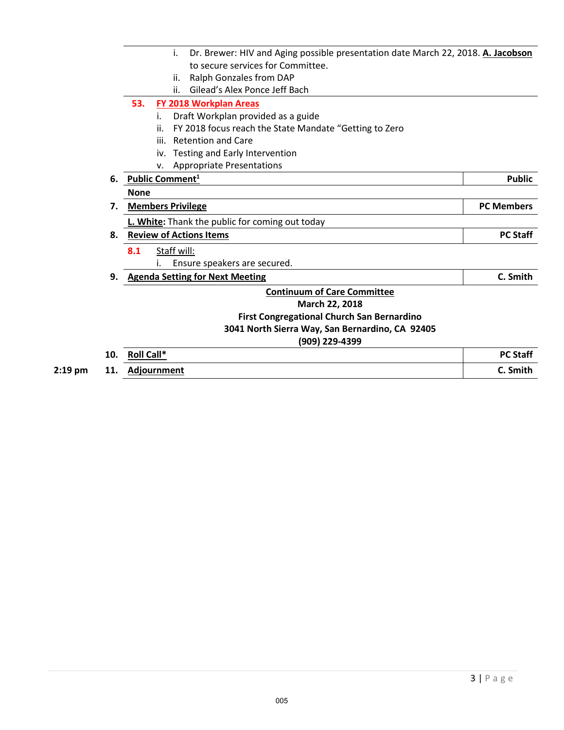i. Dr. Brewer: HIV and Aging possible presentation date March 22, 2018. **A. Jacobson** to secure services for Committee.

ii. Ralph Gonzales from DAP

ii. Gilead's Alex Ponce Jeff Bach

**53. FY 2018 Workplan Areas**

i. Draft Workplan provided as a guide

ii. FY 2018 focus reach the State Mandate "Getting to Zero

iii. Retention and Care

iv. Testing and Early Intervention

v. Appropriate Presentations

| | | | |
|---|---|---|---|
| | 6. | **Public Comment[1]** | **Public** |
| | | **None** | |
| | 7. | **Members Privilege** | **PC Members** |
| | | **L. White:** Thank the public for coming out today | |
| | 8. | **Review of Actions Items** | **PC Staff** |
| | | **8.1** Staff will:<br>i. Ensure speakers are secured. | |
| | 9. | **Agenda Setting for Next Meeting** | **C. Smith** |
| | | **Continuum of Care Committee**<br>**March 22, 2018**<br>**First Congregational Church San Bernardino**<br>**3041 North Sierra Way, San Bernardino, CA 92405**<br>**(909) 229-4399** | |
| | 10. | **Roll Call*** | **PC Staff** |
| **2:19 pm** | 11. | **Adjournment** | **C. Smith** |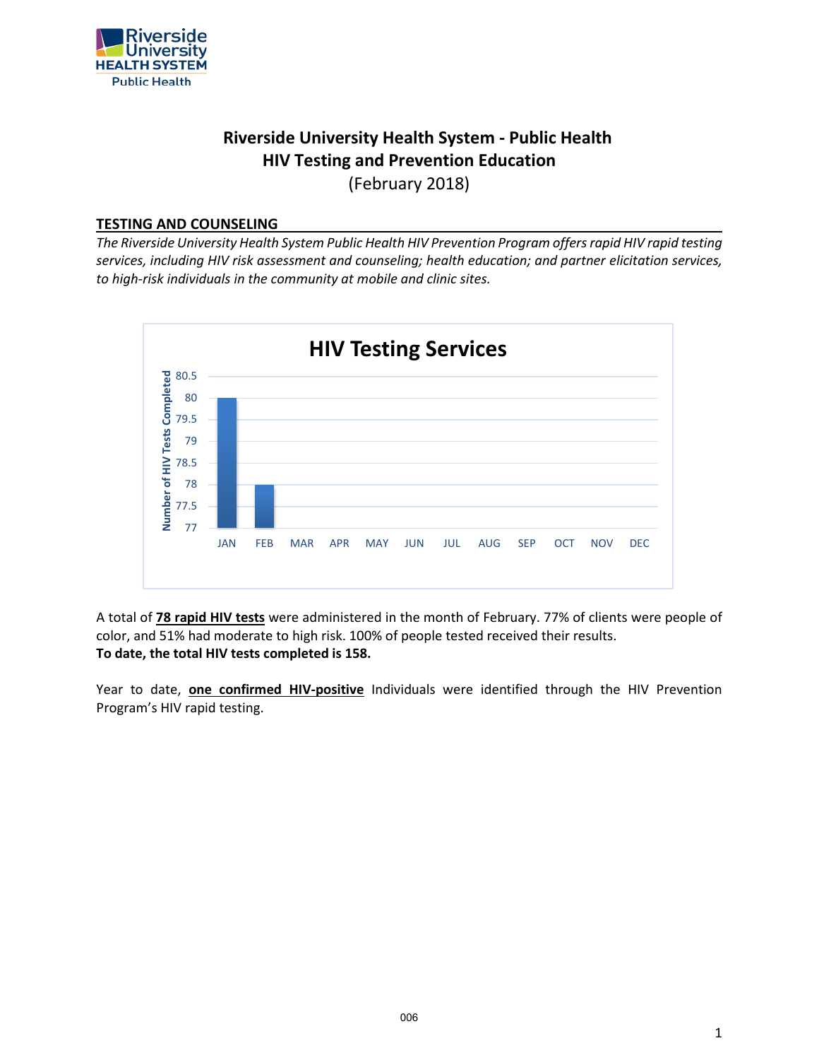# Riverside University Health System - Public Health
## HIV Testing and Prevention Education
(February 2018)

### TESTING AND COUNSELING

*The Riverside University Health System Public Health HIV Prevention Program offers rapid HIV rapid testing services, including HIV risk assessment and counseling; health education; and partner elicitation services, to high-risk individuals in the community at mobile and clinic sites.*

**HIV Testing Services**

| Month | Number of HIV Tests Completed |
|---|---|
| JAN | 80 |
| FEB | 78 |
| MAR | |
| APR | |
| MAY | |
| JUN | |
| JUL | |
| AUG | |
| SEP | |
| OCT | |
| NOV | |
| DEC | |

A total of **78 rapid HIV tests** were administered in the month of February. 77% of clients were people of color, and 51% had moderate to high risk. 100% of people tested received their results.
**To date, the total HIV tests completed is 158.**

Year to date, **one confirmed HIV-positive** Individuals were identified through the HIV Prevention Program's HIV rapid testing.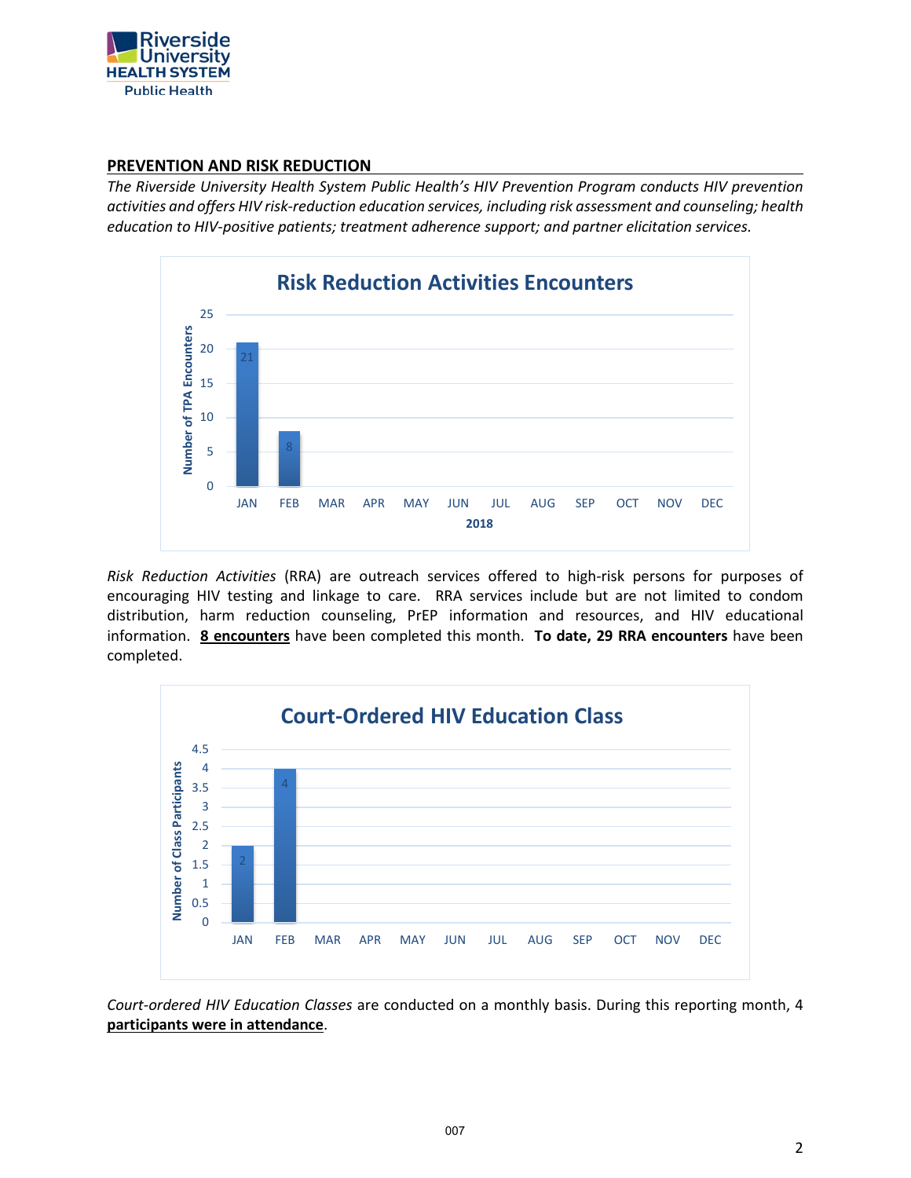## PREVENTION AND RISK REDUCTION

*The Riverside University Health System Public Health's HIV Prevention Program conducts HIV prevention activities and offers HIV risk-reduction education services, including risk assessment and counseling; health education to HIV-positive patients; treatment adherence support; and partner elicitation services.*

Risk Reduction Activities Encounters

Number of TPA Encounters

25
20
15
10
5
0

21
8

JAN FEB MAR APR MAY JUN JUL AUG SEP OCT NOV DEC

2018

*Risk Reduction Activities* (RRA) are outreach services offered to high-risk persons for purposes of encouraging HIV testing and linkage to care. RRA services include but are not limited to condom distribution, harm reduction counseling, PrEP information and resources, and HIV educational information. **8 encounters** have been completed this month. **To date, 29 RRA encounters** have been completed.

Court-Ordered HIV Education Class

Number of Class Participants

4.5
4
3.5
3
2.5
2
1.5
1
0.5
0

2
4

JAN FEB MAR APR MAY JUN JUL AUG SEP OCT NOV DEC

*Court-ordered HIV Education Classes* are conducted on a monthly basis. During this reporting month, 4 **participants were in attendance**.

007